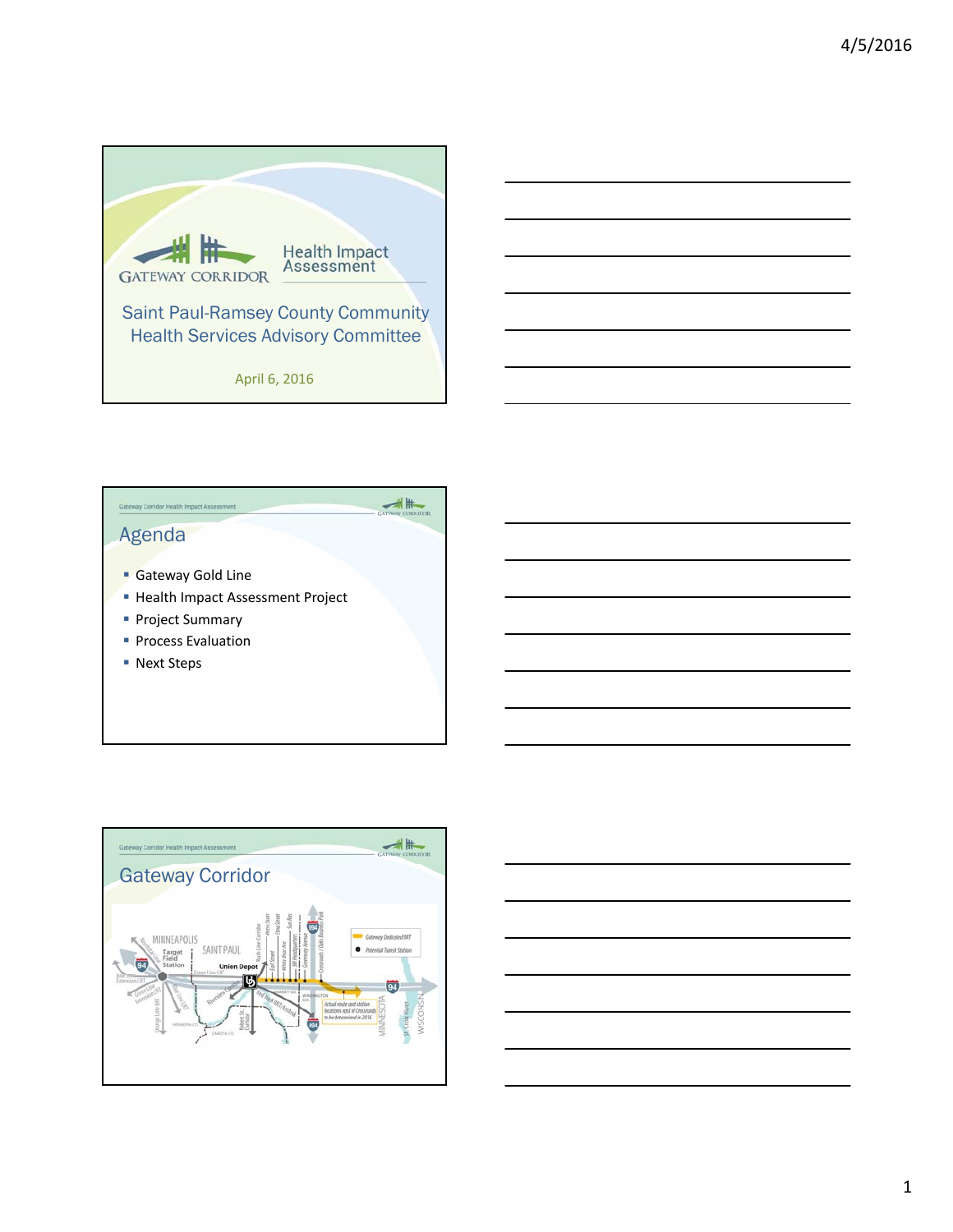## Gateway Corridor Health Impact Assessment

# Saint Paul-Ramsey County Community Health Services Advisory Committee

April 6, 2016

---

Gateway Corridor Health Impact Assessment

## Agenda

- Gateway Gold Line
- Health Impact Assessment Project
- Project Summary
- Process Evaluation
- Next Steps

---

Gateway Corridor Health Impact Assessment

## Gateway Corridor

MINNEAPOLIS

Target Field Station

SAINT PAUL

Union Depot

Gateway Dedicated BRT

Potential Transit Station

Actual route and station locations east of Crossroads to be determined in 2016

MINNESOTA

WISCONSIN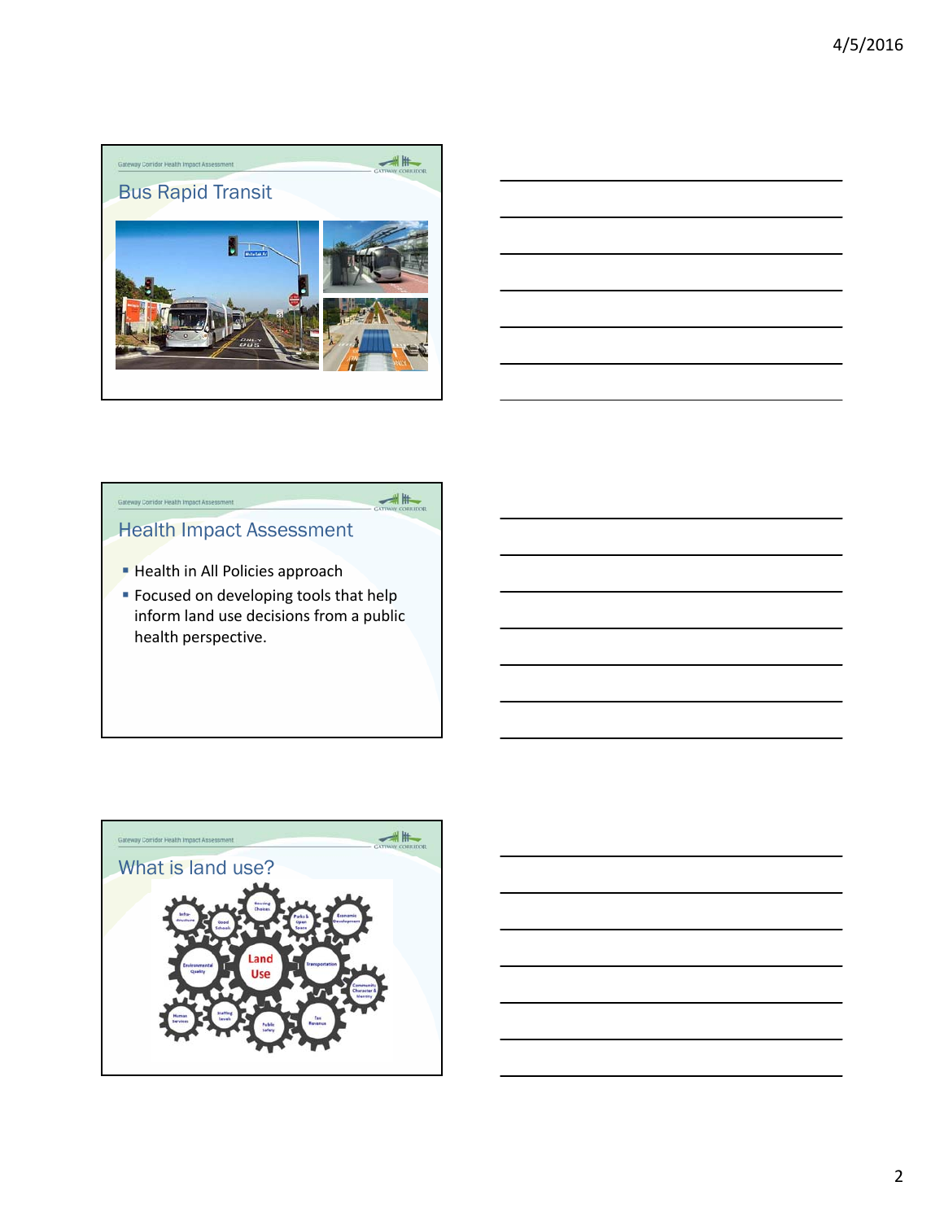## Bus Rapid Transit

## Health Impact Assessment

- Health in All Policies approach
- Focused on developing tools that help inform land use decisions from a public health perspective.

## What is land use?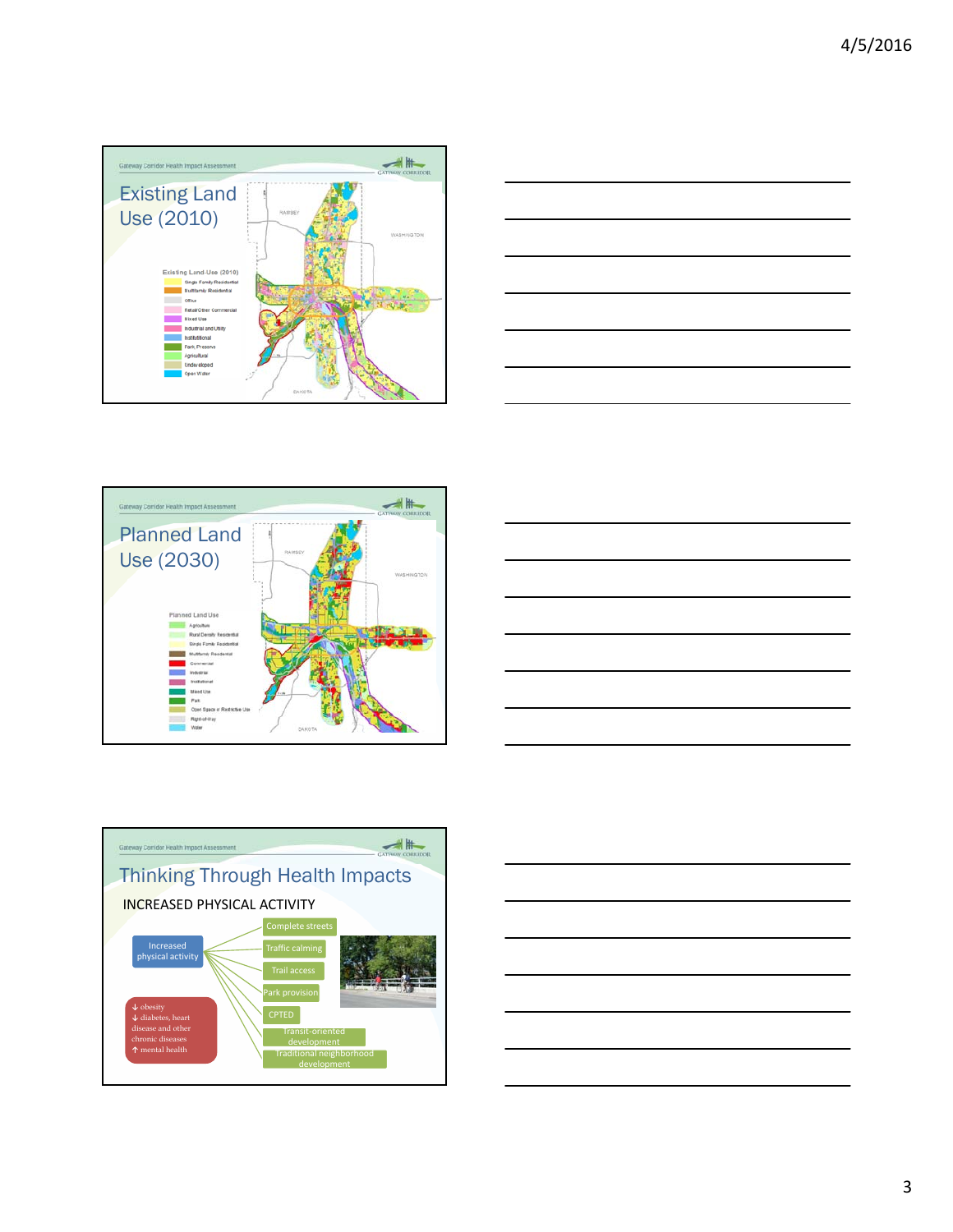Gateway Corridor Health Impact Assessment

## Existing Land Use (2010)

Existing Land Use (2010)

- Single Family Residential
- Multifamily Residential
- Office
- Retail/Other Commercial
- Mixed Use
- Industrial and Utility
- Institutional
- Park, Preserve
- Agricultural
- Undeveloped
- Open Water

RAMSEY

WASHINGTON

DAKOTA

Gateway Corridor Health Impact Assessment

## Planned Land Use (2030)

Planned Land Use

- Agriculture
- Rural Density Residential
- Single Family Residential
- Multifamily Residential
- Commercial
- Industrial
- Institutional
- Mixed Use
- Park
- Open Space or Restrictive Use
- Right-of-Way
- Water

RAMSEY

WASHINGTON

DAKOTA

Gateway Corridor Health Impact Assessment

## Thinking Through Health Impacts

INCREASED PHYSICAL ACTIVITY

Increased physical activity

- Complete streets
- Traffic calming
- Trail access
- Park provision
- CPTED
- Transit-oriented development
- Traditional neighborhood development

↓ obesity
↓ diabetes, heart disease and other chronic diseases
↑ mental health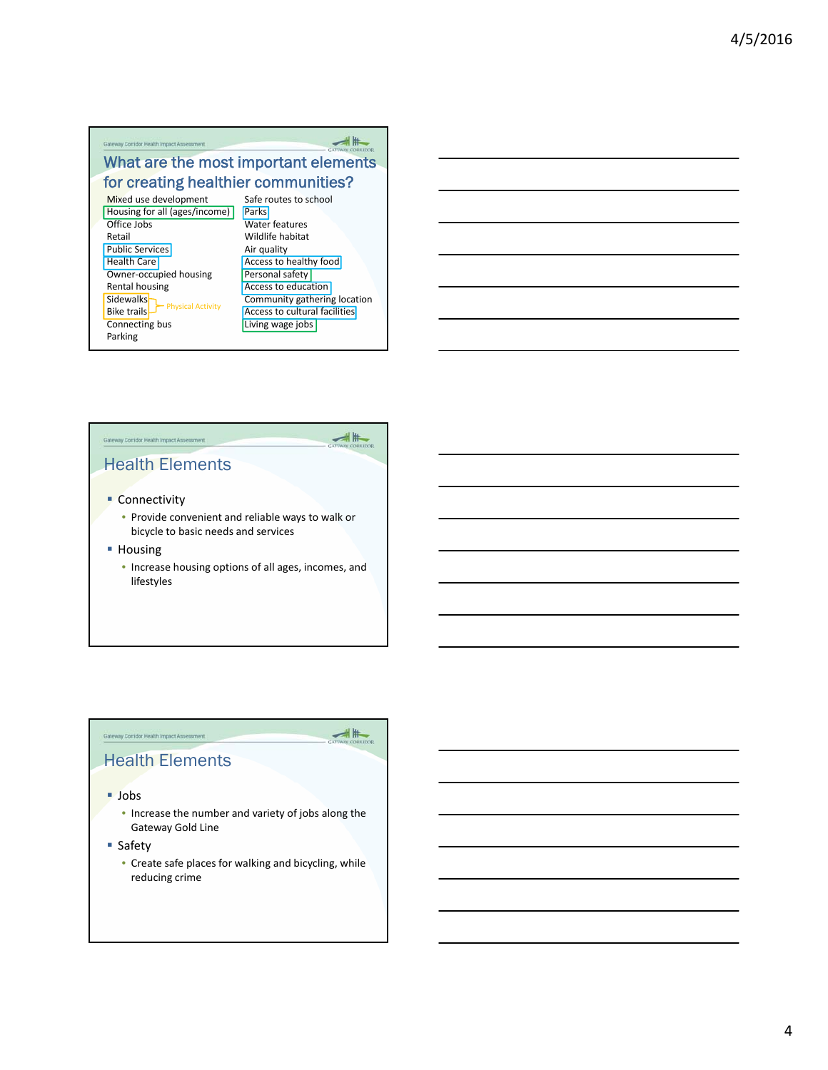Gateway Corridor Health Impact Assessment

## What are the most important elements for creating healthier communities?

Mixed use development
Housing for all (ages/income)
Office Jobs
Retail
Public Services
Health Care
Owner-occupied housing
Rental housing
Sidewalks
Bike trails
(Sidewalks, Bike trails: Physical Activity)
Connecting bus
Parking

Safe routes to school
Parks
Water features
Wildlife habitat
Air quality
Access to healthy food
Personal safety
Access to education
Community gathering location
Access to cultural facilities
Living wage jobs

---

Gateway Corridor Health Impact Assessment

## Health Elements

- Connectivity
  - Provide convenient and reliable ways to walk or bicycle to basic needs and services
- Housing
  - Increase housing options of all ages, incomes, and lifestyles

---

Gateway Corridor Health Impact Assessment

## Health Elements

- Jobs
  - Increase the number and variety of jobs along the Gateway Gold Line
- Safety
  - Create safe places for walking and bicycling, while reducing crime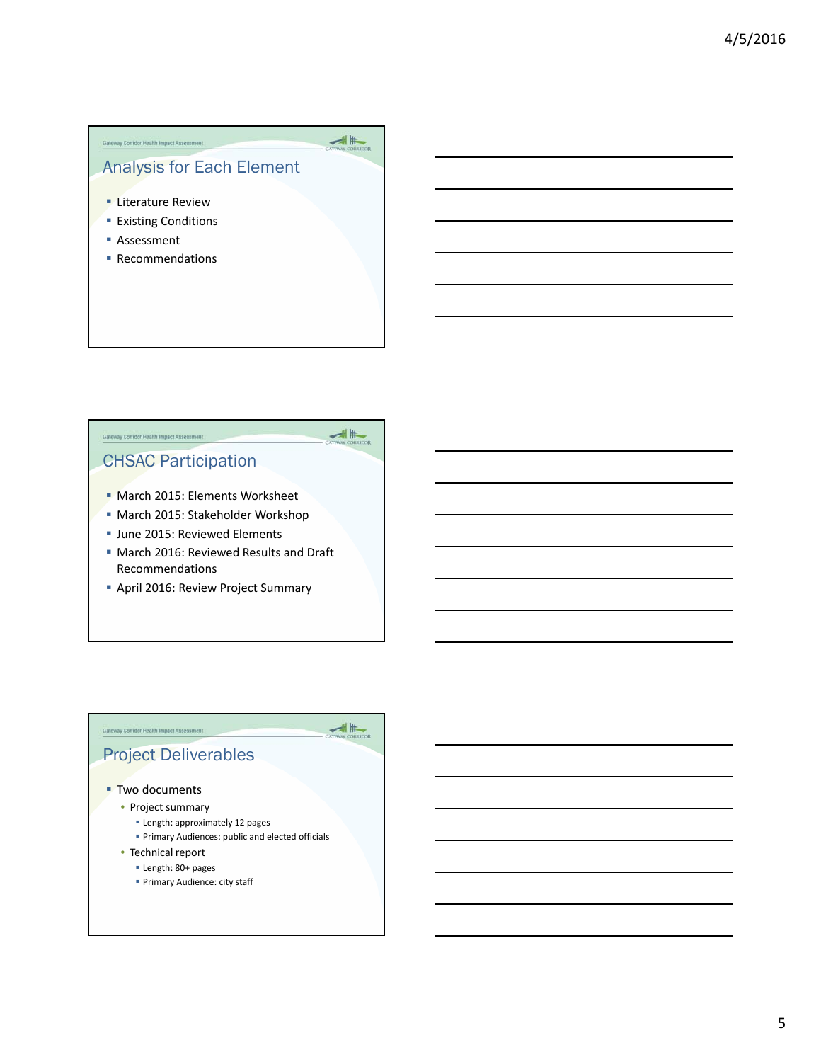## Analysis for Each Element

- Literature Review
- Existing Conditions
- Assessment
- Recommendations

## CHSAC Participation

- March 2015: Elements Worksheet
- March 2015: Stakeholder Workshop
- June 2015: Reviewed Elements
- March 2016: Reviewed Results and Draft Recommendations
- April 2016: Review Project Summary

## Project Deliverables

- Two documents
  - Project summary
    - Length: approximately 12 pages
    - Primary Audiences: public and elected officials
  - Technical report
    - Length: 80+ pages
    - Primary Audience: city staff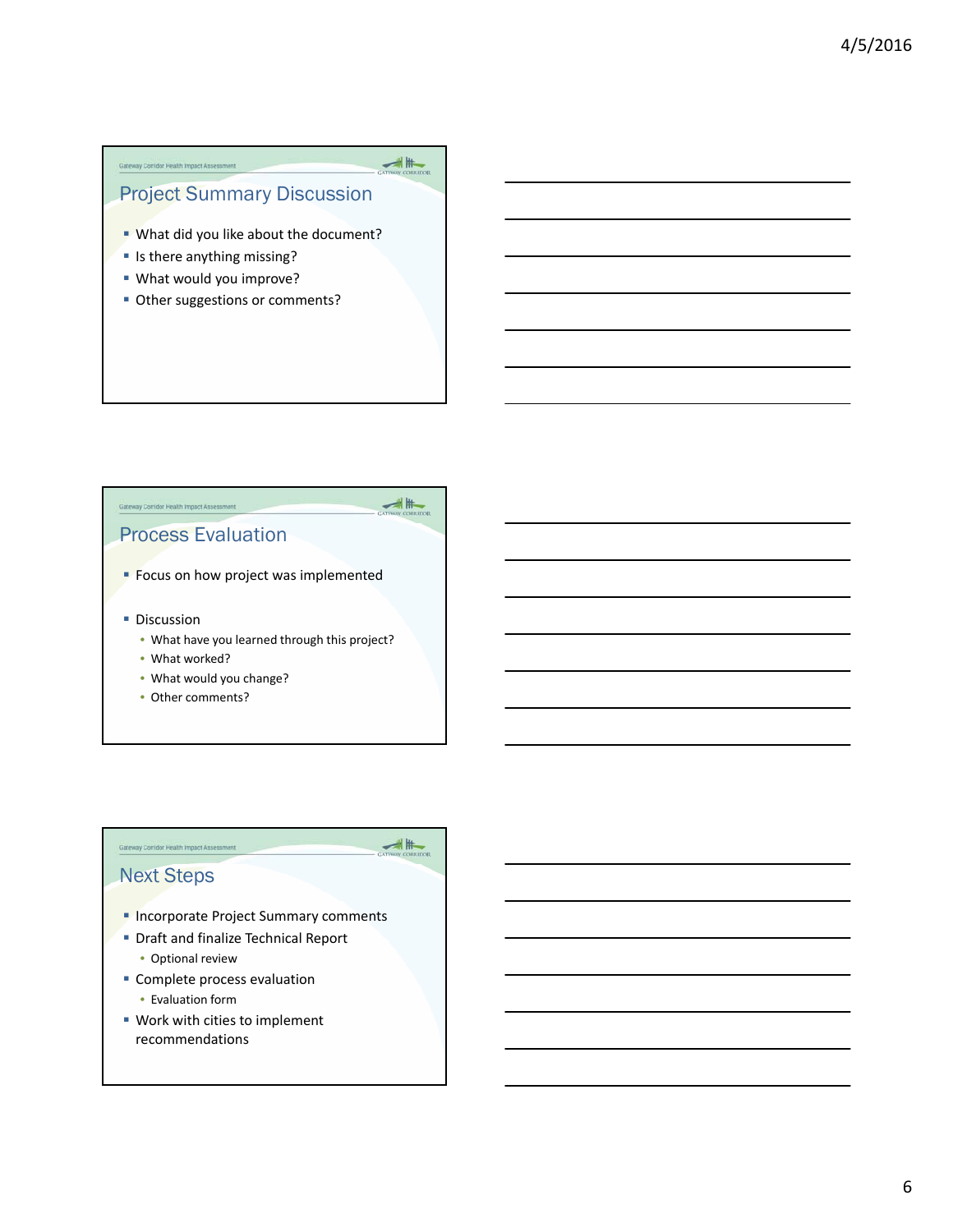## Project Summary Discussion

- What did you like about the document?
- Is there anything missing?
- What would you improve?
- Other suggestions or comments?

## Process Evaluation

- Focus on how project was implemented
- Discussion
  - What have you learned through this project?
  - What worked?
  - What would you change?
  - Other comments?

## Next Steps

- Incorporate Project Summary comments
- Draft and finalize Technical Report
  - Optional review
- Complete process evaluation
  - Evaluation form
- Work with cities to implement recommendations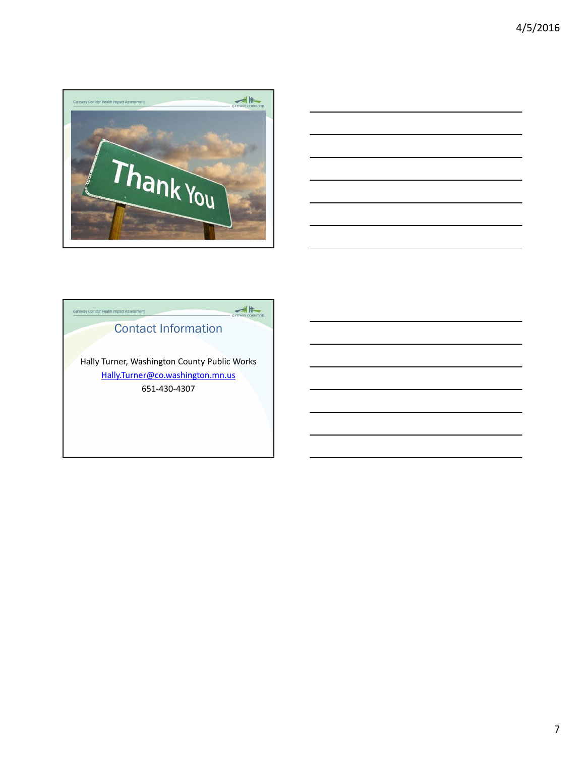Gateway Corridor Health Impact Assessment

Thank You

Gateway Corridor Health Impact Assessment

## Contact Information

Hally Turner, Washington County Public Works
Hally.Turner@co.washington.mn.us
651-430-4307